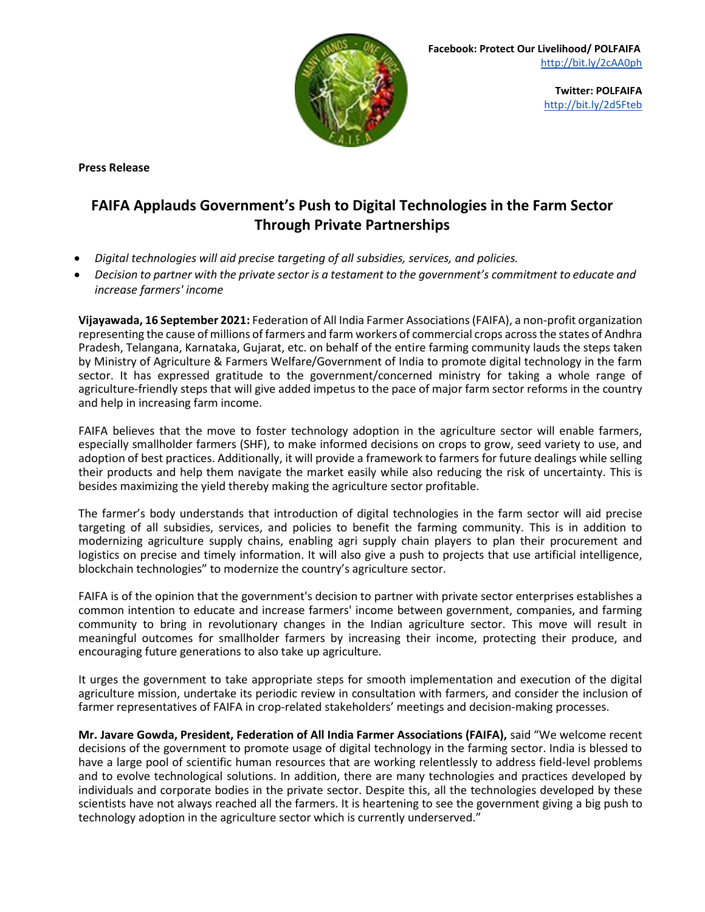**Facebook: Protect Our Livelihood/ POLFAIFA**
http://bit.ly/2cAA0ph

**Twitter: POLFAIFA**
http://bit.ly/2d5Fteb

**Press Release**

# FAIFA Applauds Government's Push to Digital Technologies in the Farm Sector Through Private Partnerships

- *Digital technologies will aid precise targeting of all subsidies, services, and policies.*
- *Decision to partner with the private sector is a testament to the government's commitment to educate and increase farmers' income*

**Vijayawada, 16 September 2021:** Federation of All India Farmer Associations (FAIFA), a non-profit organization representing the cause of millions of farmers and farm workers of commercial crops across the states of Andhra Pradesh, Telangana, Karnataka, Gujarat, etc. on behalf of the entire farming community lauds the steps taken by Ministry of Agriculture & Farmers Welfare/Government of India to promote digital technology in the farm sector. It has expressed gratitude to the government/concerned ministry for taking a whole range of agriculture-friendly steps that will give added impetus to the pace of major farm sector reforms in the country and help in increasing farm income.

FAIFA believes that the move to foster technology adoption in the agriculture sector will enable farmers, especially smallholder farmers (SHF), to make informed decisions on crops to grow, seed variety to use, and adoption of best practices. Additionally, it will provide a framework to farmers for future dealings while selling their products and help them navigate the market easily while also reducing the risk of uncertainty. This is besides maximizing the yield thereby making the agriculture sector profitable.

The farmer's body understands that introduction of digital technologies in the farm sector will aid precise targeting of all subsidies, services, and policies to benefit the farming community. This is in addition to modernizing agriculture supply chains, enabling agri supply chain players to plan their procurement and logistics on precise and timely information. It will also give a push to projects that use artificial intelligence, blockchain technologies" to modernize the country's agriculture sector.

FAIFA is of the opinion that the government's decision to partner with private sector enterprises establishes a common intention to educate and increase farmers' income between government, companies, and farming community to bring in revolutionary changes in the Indian agriculture sector. This move will result in meaningful outcomes for smallholder farmers by increasing their income, protecting their produce, and encouraging future generations to also take up agriculture.

It urges the government to take appropriate steps for smooth implementation and execution of the digital agriculture mission, undertake its periodic review in consultation with farmers, and consider the inclusion of farmer representatives of FAIFA in crop-related stakeholders' meetings and decision-making processes.

**Mr. Javare Gowda, President, Federation of All India Farmer Associations (FAIFA),** said "We welcome recent decisions of the government to promote usage of digital technology in the farming sector. India is blessed to have a large pool of scientific human resources that are working relentlessly to address field-level problems and to evolve technological solutions. In addition, there are many technologies and practices developed by individuals and corporate bodies in the private sector. Despite this, all the technologies developed by these scientists have not always reached all the farmers. It is heartening to see the government giving a big push to technology adoption in the agriculture sector which is currently underserved."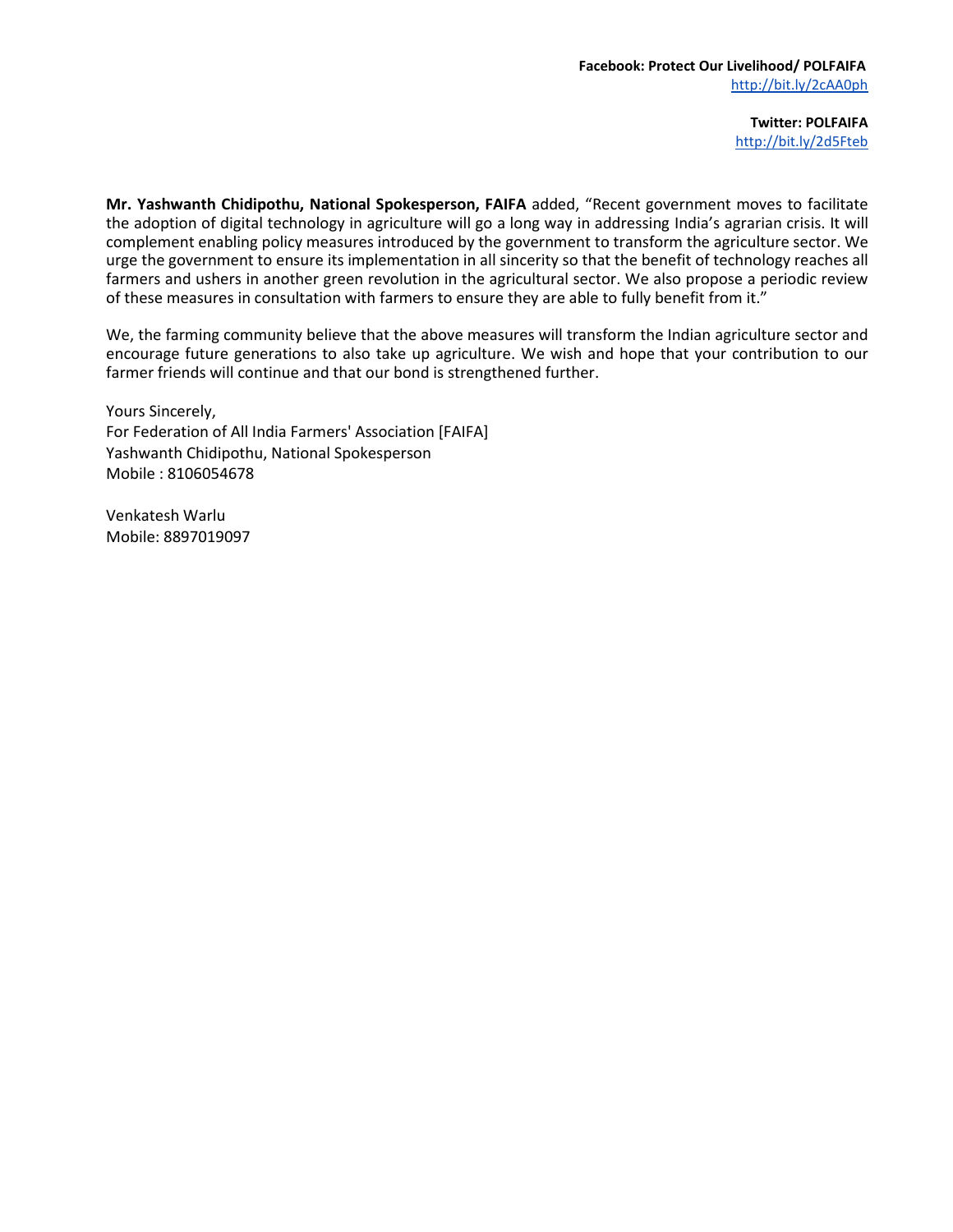**Facebook: Protect Our Livelihood/ POLFAIFA**
http://bit.ly/2cAA0ph

**Twitter: POLFAIFA**
http://bit.ly/2d5Fteb

**Mr. Yashwanth Chidipothu, National Spokesperson, FAIFA** added, "Recent government moves to facilitate the adoption of digital technology in agriculture will go a long way in addressing India's agrarian crisis. It will complement enabling policy measures introduced by the government to transform the agriculture sector. We urge the government to ensure its implementation in all sincerity so that the benefit of technology reaches all farmers and ushers in another green revolution in the agricultural sector. We also propose a periodic review of these measures in consultation with farmers to ensure they are able to fully benefit from it."

We, the farming community believe that the above measures will transform the Indian agriculture sector and encourage future generations to also take up agriculture. We wish and hope that your contribution to our farmer friends will continue and that our bond is strengthened further.

Yours Sincerely,
For Federation of All India Farmers' Association [FAIFA]
Yashwanth Chidipothu, National Spokesperson
Mobile : 8106054678

Venkatesh Warlu
Mobile: 8897019097